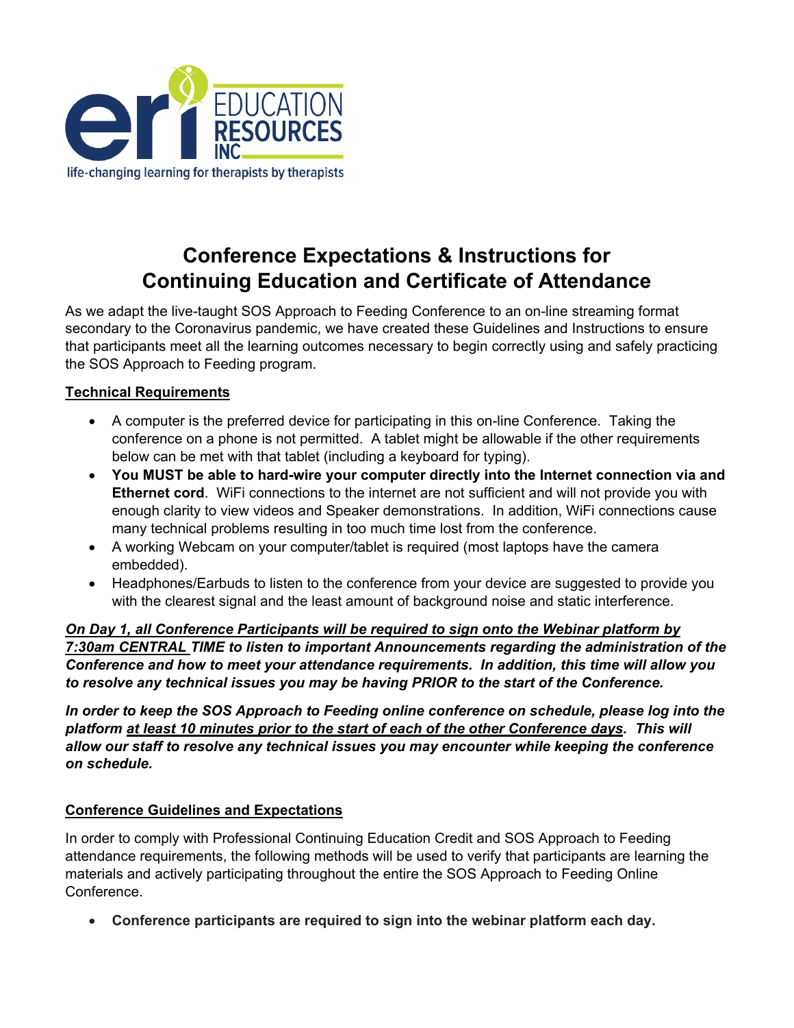# Conference Expectations & Instructions for Continuing Education and Certificate of Attendance

As we adapt the live-taught SOS Approach to Feeding Conference to an on-line streaming format secondary to the Coronavirus pandemic, we have created these Guidelines and Instructions to ensure that participants meet all the learning outcomes necessary to begin correctly using and safely practicing the SOS Approach to Feeding program.

## Technical Requirements

- A computer is the preferred device for participating in this on-line Conference. Taking the conference on a phone is not permitted. A tablet might be allowable if the other requirements below can be met with that tablet (including a keyboard for typing).
- **You MUST be able to hard-wire your computer directly into the Internet connection via and Ethernet cord**. WiFi connections to the internet are not sufficient and will not provide you with enough clarity to view videos and Speaker demonstrations. In addition, WiFi connections cause many technical problems resulting in too much time lost from the conference.
- A working Webcam on your computer/tablet is required (most laptops have the camera embedded).
- Headphones/Earbuds to listen to the conference from your device are suggested to provide you with the clearest signal and the least amount of background noise and static interference.

***On Day 1, all Conference Participants will be required to sign onto the Webinar platform by 7:30am CENTRAL TIME to listen to important Announcements regarding the administration of the Conference and how to meet your attendance requirements. In addition, this time will allow you to resolve any technical issues you may be having PRIOR to the start of the Conference.***

***In order to keep the SOS Approach to Feeding online conference on schedule, please log into the platform at least 10 minutes prior to the start of each of the other Conference days. This will allow our staff to resolve any technical issues you may encounter while keeping the conference on schedule.***

## Conference Guidelines and Expectations

In order to comply with Professional Continuing Education Credit and SOS Approach to Feeding attendance requirements, the following methods will be used to verify that participants are learning the materials and actively participating throughout the entire the SOS Approach to Feeding Online Conference.

- **Conference participants are required to sign into the webinar platform each day.**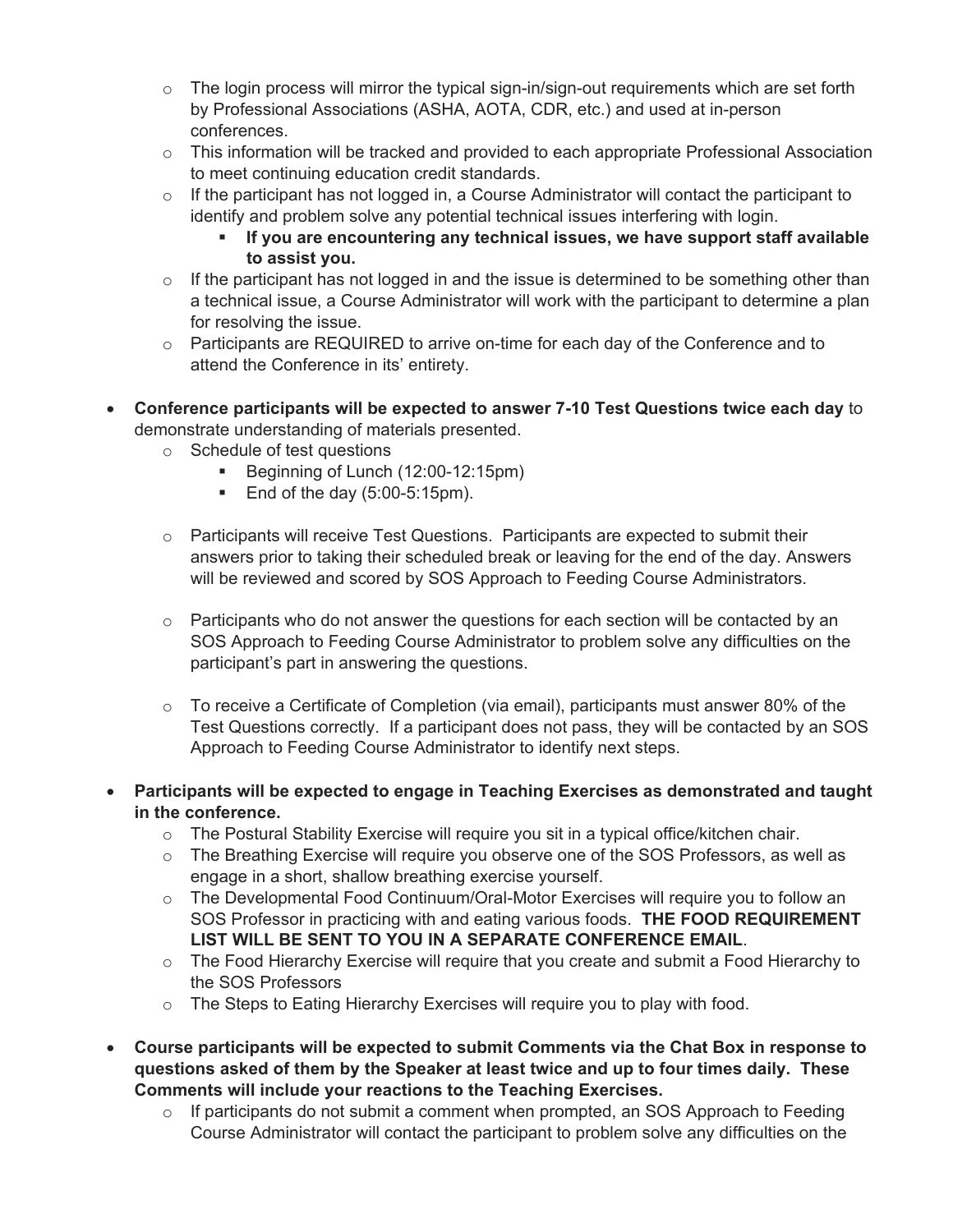- The login process will mirror the typical sign-in/sign-out requirements which are set forth by Professional Associations (ASHA, AOTA, CDR, etc.) and used at in-person conferences.
  - This information will be tracked and provided to each appropriate Professional Association to meet continuing education credit standards.
  - If the participant has not logged in, a Course Administrator will contact the participant to identify and problem solve any potential technical issues interfering with login.
    - **If you are encountering any technical issues, we have support staff available to assist you.**
  - If the participant has not logged in and the issue is determined to be something other than a technical issue, a Course Administrator will work with the participant to determine a plan for resolving the issue.
  - Participants are REQUIRED to arrive on-time for each day of the Conference and to attend the Conference in its' entirety.

- **Conference participants will be expected to answer 7-10 Test Questions twice each day** to demonstrate understanding of materials presented.
  - Schedule of test questions
    - Beginning of Lunch (12:00-12:15pm)
    - End of the day (5:00-5:15pm).
  - Participants will receive Test Questions. Participants are expected to submit their answers prior to taking their scheduled break or leaving for the end of the day. Answers will be reviewed and scored by SOS Approach to Feeding Course Administrators.
  - Participants who do not answer the questions for each section will be contacted by an SOS Approach to Feeding Course Administrator to problem solve any difficulties on the participant's part in answering the questions.
  - To receive a Certificate of Completion (via email), participants must answer 80% of the Test Questions correctly. If a participant does not pass, they will be contacted by an SOS Approach to Feeding Course Administrator to identify next steps.

- **Participants will be expected to engage in Teaching Exercises as demonstrated and taught in the conference.**
  - The Postural Stability Exercise will require you sit in a typical office/kitchen chair.
  - The Breathing Exercise will require you observe one of the SOS Professors, as well as engage in a short, shallow breathing exercise yourself.
  - The Developmental Food Continuum/Oral-Motor Exercises will require you to follow an SOS Professor in practicing with and eating various foods. **THE FOOD REQUIREMENT LIST WILL BE SENT TO YOU IN A SEPARATE CONFERENCE EMAIL**.
  - The Food Hierarchy Exercise will require that you create and submit a Food Hierarchy to the SOS Professors
  - The Steps to Eating Hierarchy Exercises will require you to play with food.

- **Course participants will be expected to submit Comments via the Chat Box in response to questions asked of them by the Speaker at least twice and up to four times daily. These Comments will include your reactions to the Teaching Exercises.**
  - If participants do not submit a comment when prompted, an SOS Approach to Feeding Course Administrator will contact the participant to problem solve any difficulties on the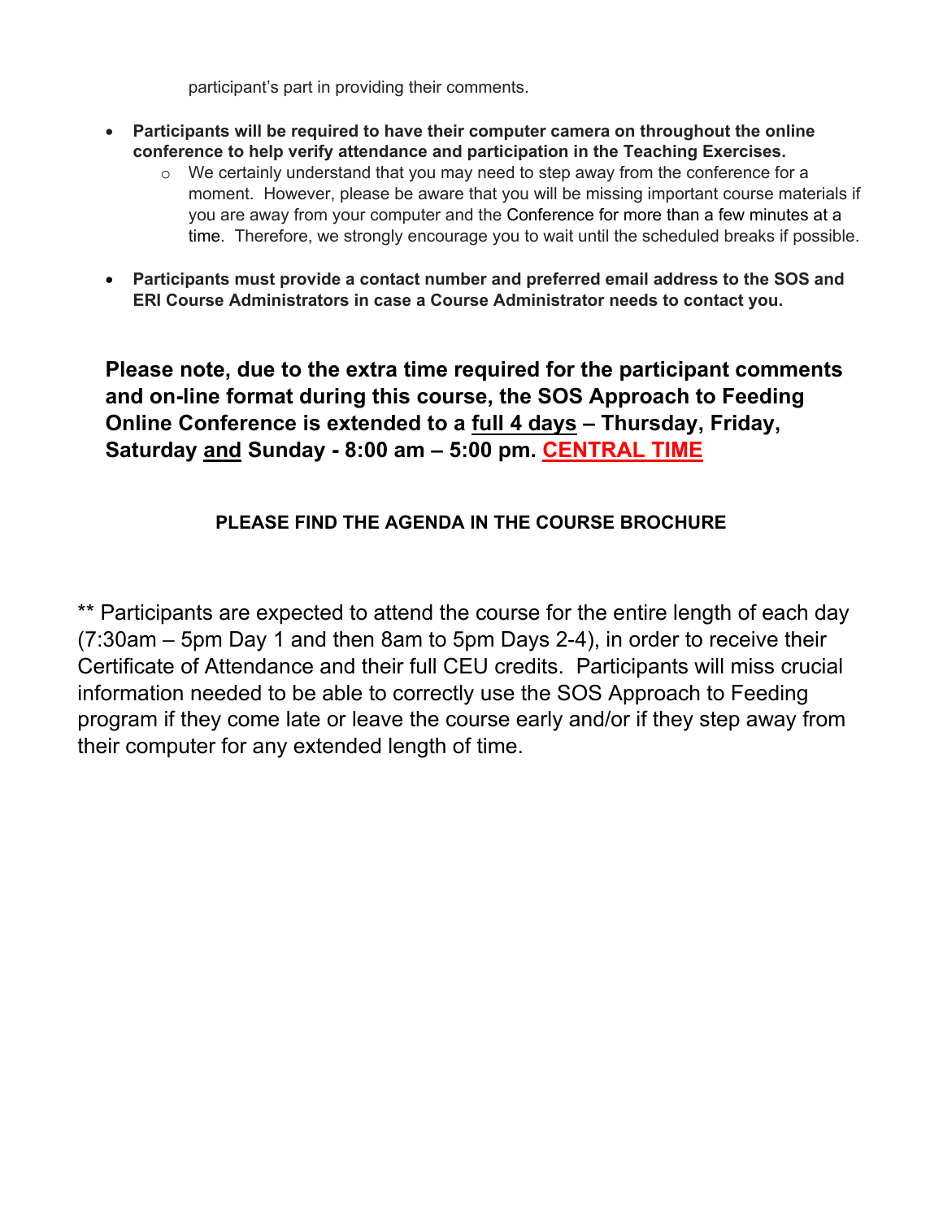participant's part in providing their comments.

- **Participants will be required to have their computer camera on throughout the online conference to help verify attendance and participation in the Teaching Exercises.**
  - We certainly understand that you may need to step away from the conference for a moment. However, please be aware that you will be missing important course materials if you are away from your computer and the Conference for more than a few minutes at a time. Therefore, we strongly encourage you to wait until the scheduled breaks if possible.

- **Participants must provide a contact number and preferred email address to the SOS and ERI Course Administrators in case a Course Administrator needs to contact you.**

**Please note, due to the extra time required for the participant comments and on-line format during this course, the SOS Approach to Feeding Online Conference is extended to a full 4 days – Thursday, Friday, Saturday and Sunday - 8:00 am – 5:00 pm. CENTRAL TIME**

**PLEASE FIND THE AGENDA IN THE COURSE BROCHURE**

** Participants are expected to attend the course for the entire length of each day (7:30am – 5pm Day 1 and then 8am to 5pm Days 2-4), in order to receive their Certificate of Attendance and their full CEU credits. Participants will miss crucial information needed to be able to correctly use the SOS Approach to Feeding program if they come late or leave the course early and/or if they step away from their computer for any extended length of time.